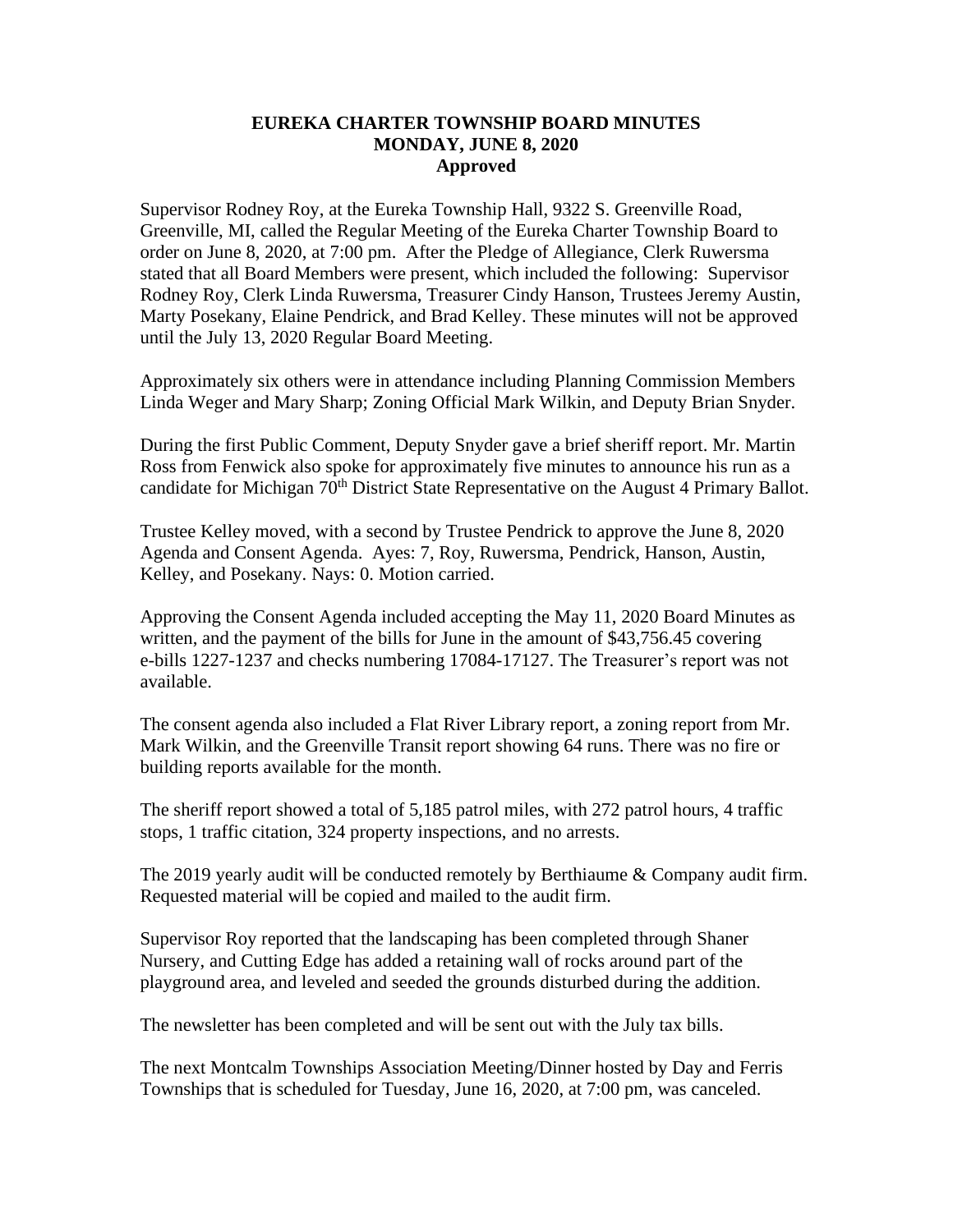# EUREKA CHARTER TOWNSHIP BOARD MINUTES
## MONDAY, JUNE 8, 2020
### Approved

Supervisor Rodney Roy, at the Eureka Township Hall, 9322 S. Greenville Road, Greenville, MI, called the Regular Meeting of the Eureka Charter Township Board to order on June 8, 2020, at 7:00 pm. After the Pledge of Allegiance, Clerk Ruwersma stated that all Board Members were present, which included the following: Supervisor Rodney Roy, Clerk Linda Ruwersma, Treasurer Cindy Hanson, Trustees Jeremy Austin, Marty Posekany, Elaine Pendrick, and Brad Kelley. These minutes will not be approved until the July 13, 2020 Regular Board Meeting.

Approximately six others were in attendance including Planning Commission Members Linda Weger and Mary Sharp; Zoning Official Mark Wilkin, and Deputy Brian Snyder.

During the first Public Comment, Deputy Snyder gave a brief sheriff report. Mr. Martin Ross from Fenwick also spoke for approximately five minutes to announce his run as a candidate for Michigan 70th District State Representative on the August 4 Primary Ballot.

Trustee Kelley moved, with a second by Trustee Pendrick to approve the June 8, 2020 Agenda and Consent Agenda. Ayes: 7, Roy, Ruwersma, Pendrick, Hanson, Austin, Kelley, and Posekany. Nays: 0. Motion carried.

Approving the Consent Agenda included accepting the May 11, 2020 Board Minutes as written, and the payment of the bills for June in the amount of $43,756.45 covering e-bills 1227-1237 and checks numbering 17084-17127. The Treasurer's report was not available.

The consent agenda also included a Flat River Library report, a zoning report from Mr. Mark Wilkin, and the Greenville Transit report showing 64 runs. There was no fire or building reports available for the month.

The sheriff report showed a total of 5,185 patrol miles, with 272 patrol hours, 4 traffic stops, 1 traffic citation, 324 property inspections, and no arrests.

The 2019 yearly audit will be conducted remotely by Berthiaume & Company audit firm. Requested material will be copied and mailed to the audit firm.

Supervisor Roy reported that the landscaping has been completed through Shaner Nursery, and Cutting Edge has added a retaining wall of rocks around part of the playground area, and leveled and seeded the grounds disturbed during the addition.

The newsletter has been completed and will be sent out with the July tax bills.

The next Montcalm Townships Association Meeting/Dinner hosted by Day and Ferris Townships that is scheduled for Tuesday, June 16, 2020, at 7:00 pm, was canceled.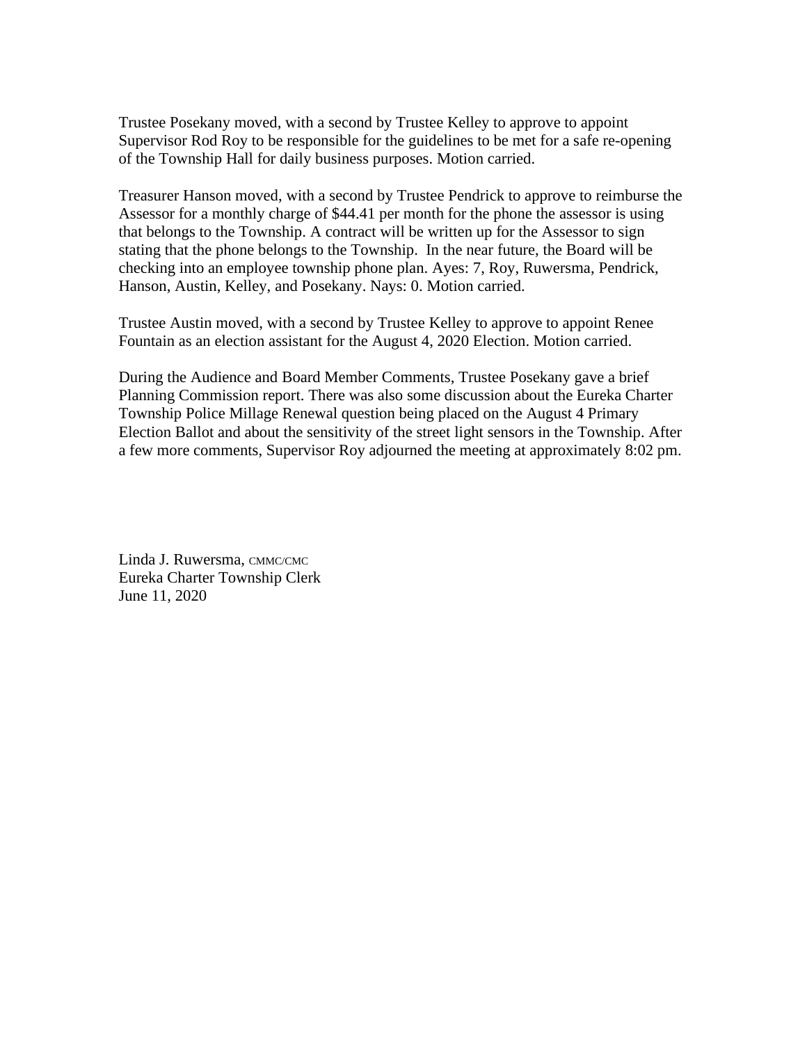Trustee Posekany moved, with a second by Trustee Kelley to approve to appoint Supervisor Rod Roy to be responsible for the guidelines to be met for a safe re-opening of the Township Hall for daily business purposes. Motion carried.

Treasurer Hanson moved, with a second by Trustee Pendrick to approve to reimburse the Assessor for a monthly charge of $44.41 per month for the phone the assessor is using that belongs to the Township. A contract will be written up for the Assessor to sign stating that the phone belongs to the Township. In the near future, the Board will be checking into an employee township phone plan. Ayes: 7, Roy, Ruwersma, Pendrick, Hanson, Austin, Kelley, and Posekany. Nays: 0. Motion carried.

Trustee Austin moved, with a second by Trustee Kelley to approve to appoint Renee Fountain as an election assistant for the August 4, 2020 Election. Motion carried.

During the Audience and Board Member Comments, Trustee Posekany gave a brief Planning Commission report. There was also some discussion about the Eureka Charter Township Police Millage Renewal question being placed on the August 4 Primary Election Ballot and about the sensitivity of the street light sensors in the Township. After a few more comments, Supervisor Roy adjourned the meeting at approximately 8:02 pm.

Linda J. Ruwersma, CMMC/CMC
Eureka Charter Township Clerk
June 11, 2020